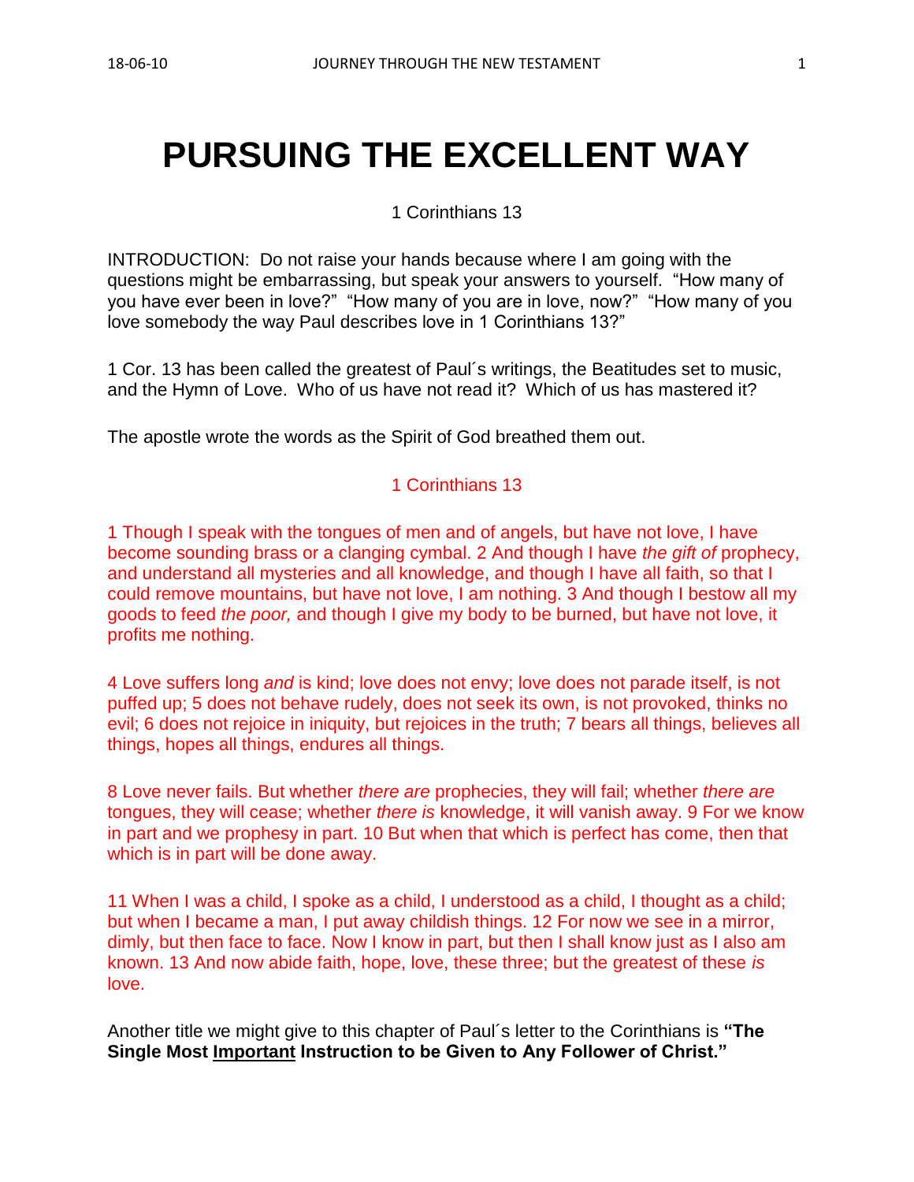# PURSUING THE EXCELLENT WAY

1 Corinthians 13

INTRODUCTION: Do not raise your hands because where I am going with the questions might be embarrassing, but speak your answers to yourself. "How many of you have ever been in love?" "How many of you are in love, now?" "How many of you love somebody the way Paul describes love in 1 Corinthians 13?"

1 Cor. 13 has been called the greatest of Paul´s writings, the Beatitudes set to music, and the Hymn of Love. Who of us have not read it? Which of us has mastered it?

The apostle wrote the words as the Spirit of God breathed them out.

1 Corinthians 13

1 Though I speak with the tongues of men and of angels, but have not love, I have become sounding brass or a clanging cymbal. 2 And though I have *the gift of* prophecy, and understand all mysteries and all knowledge, and though I have all faith, so that I could remove mountains, but have not love, I am nothing. 3 And though I bestow all my goods to feed *the poor,* and though I give my body to be burned, but have not love, it profits me nothing.

4 Love suffers long *and* is kind; love does not envy; love does not parade itself, is not puffed up; 5 does not behave rudely, does not seek its own, is not provoked, thinks no evil; 6 does not rejoice in iniquity, but rejoices in the truth; 7 bears all things, believes all things, hopes all things, endures all things.

8 Love never fails. But whether *there are* prophecies, they will fail; whether *there are* tongues, they will cease; whether *there is* knowledge, it will vanish away. 9 For we know in part and we prophesy in part. 10 But when that which is perfect has come, then that which is in part will be done away.

11 When I was a child, I spoke as a child, I understood as a child, I thought as a child; but when I became a man, I put away childish things. 12 For now we see in a mirror, dimly, but then face to face. Now I know in part, but then I shall know just as I also am known. 13 And now abide faith, hope, love, these three; but the greatest of these *is* love.

Another title we might give to this chapter of Paul´s letter to the Corinthians is **"The Single Most <u>Important</u> Instruction to be Given to Any Follower of Christ."**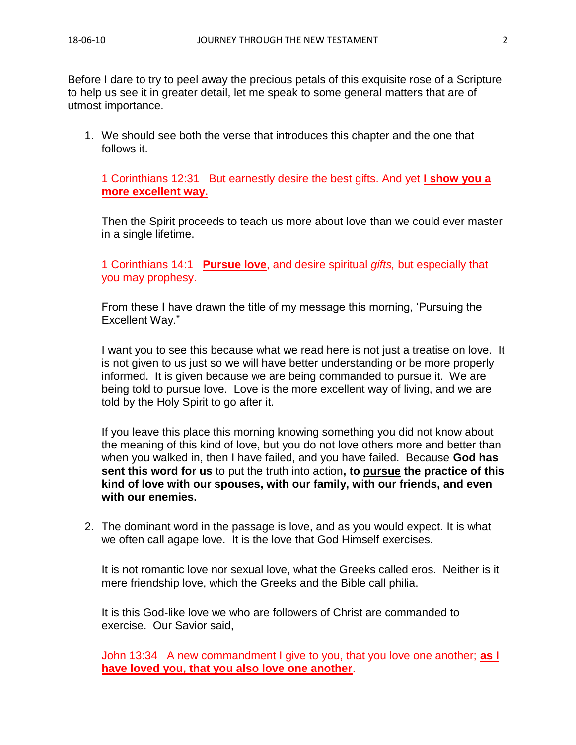Before I dare to try to peel away the precious petals of this exquisite rose of a Scripture to help us see it in greater detail, let me speak to some general matters that are of utmost importance.

1. We should see both the verse that introduces this chapter and the one that follows it.

   1 Corinthians 12:31 But earnestly desire the best gifts. And yet **<u>I show you a more excellent way.</u>**

   Then the Spirit proceeds to teach us more about love than we could ever master in a single lifetime.

   1 Corinthians 14:1 **<u>Pursue love</u>**, and desire spiritual *gifts,* but especially that you may prophesy.

   From these I have drawn the title of my message this morning, 'Pursuing the Excellent Way."

   I want you to see this because what we read here is not just a treatise on love. It is not given to us just so we will have better understanding or be more properly informed. It is given because we are being commanded to pursue it. We are being told to pursue love. Love is the more excellent way of living, and we are told by the Holy Spirit to go after it.

   If you leave this place this morning knowing something you did not know about the meaning of this kind of love, but you do not love others more and better than when you walked in, then I have failed, and you have failed. Because **God has sent this word for us** to put the truth into action**, to <u>pursue</u> the practice of this kind of love with our spouses, with our family, with our friends, and even with our enemies.**

2. The dominant word in the passage is love, and as you would expect. It is what we often call agape love. It is the love that God Himself exercises.

   It is not romantic love nor sexual love, what the Greeks called eros. Neither is it mere friendship love, which the Greeks and the Bible call philia.

   It is this God-like love we who are followers of Christ are commanded to exercise. Our Savior said,

   John 13:34 A new commandment I give to you, that you love one another; **<u>as I have loved you, that you also love one another</u>**.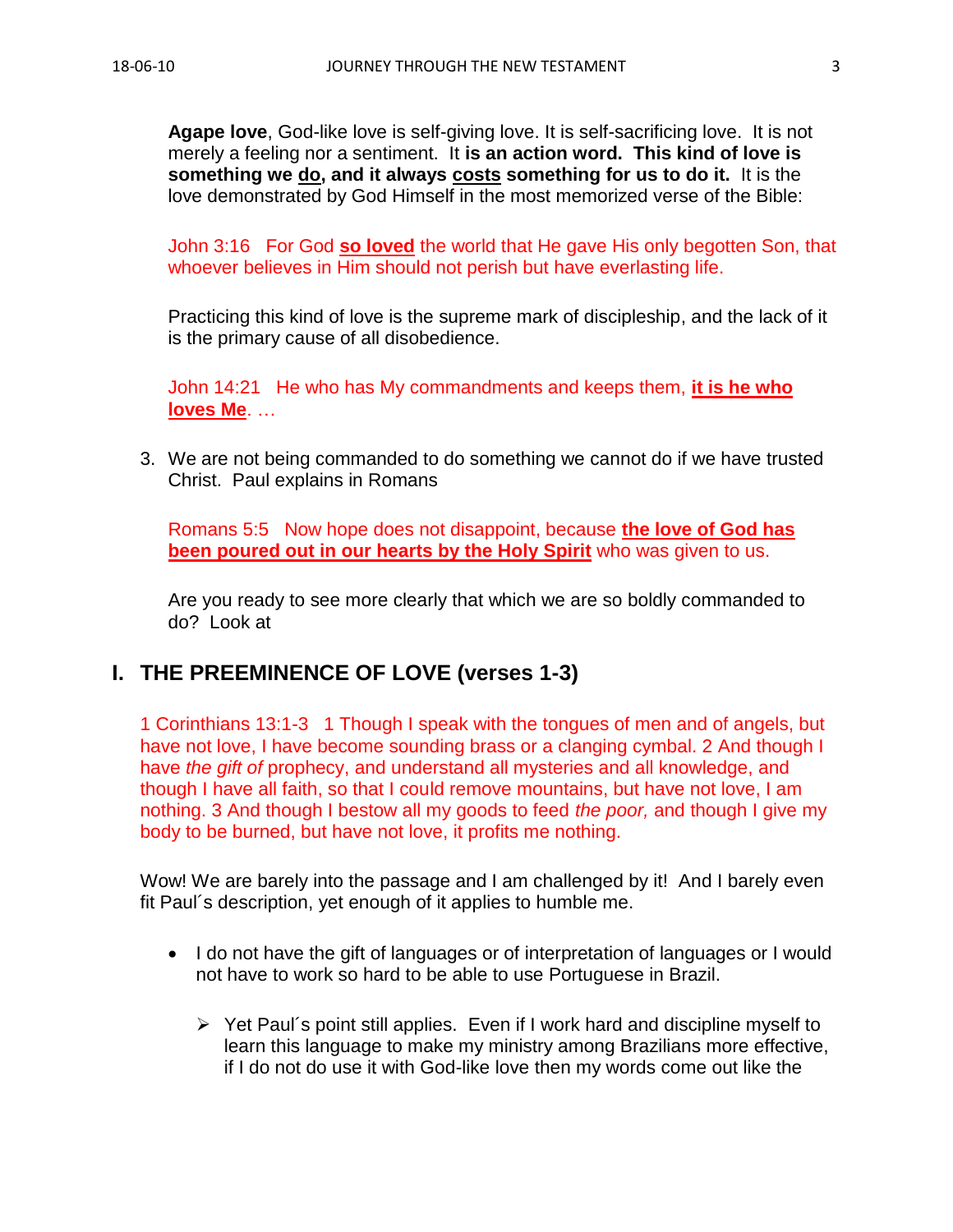**Agape love**, God-like love is self-giving love. It is self-sacrificing love. It is not merely a feeling nor a sentiment. It **is an action word. This kind of love is something we <u>do</u>, and it always <u>costs</u> something for us to do it.** It is the love demonstrated by God Himself in the most memorized verse of the Bible:

John 3:16 For God **<u>so loved</u>** the world that He gave His only begotten Son, that whoever believes in Him should not perish but have everlasting life.

Practicing this kind of love is the supreme mark of discipleship, and the lack of it is the primary cause of all disobedience.

John 14:21 He who has My commandments and keeps them, **<u>it is he who loves Me</u>**. …

3. We are not being commanded to do something we cannot do if we have trusted Christ. Paul explains in Romans

   Romans 5:5 Now hope does not disappoint, because **<u>the love of God has been poured out in our hearts by the Holy Spirit</u>** who was given to us.

   Are you ready to see more clearly that which we are so boldly commanded to do? Look at

## I. THE PREEMINENCE OF LOVE (verses 1-3)

1 Corinthians 13:1-3 1 Though I speak with the tongues of men and of angels, but have not love, I have become sounding brass or a clanging cymbal. 2 And though I have *the gift of* prophecy, and understand all mysteries and all knowledge, and though I have all faith, so that I could remove mountains, but have not love, I am nothing. 3 And though I bestow all my goods to feed *the poor,* and though I give my body to be burned, but have not love, it profits me nothing.

Wow! We are barely into the passage and I am challenged by it! And I barely even fit Paul´s description, yet enough of it applies to humble me.

- I do not have the gift of languages or of interpretation of languages or I would not have to work so hard to be able to use Portuguese in Brazil.

  - Yet Paul´s point still applies. Even if I work hard and discipline myself to learn this language to make my ministry among Brazilians more effective, if I do not do use it with God-like love then my words come out like the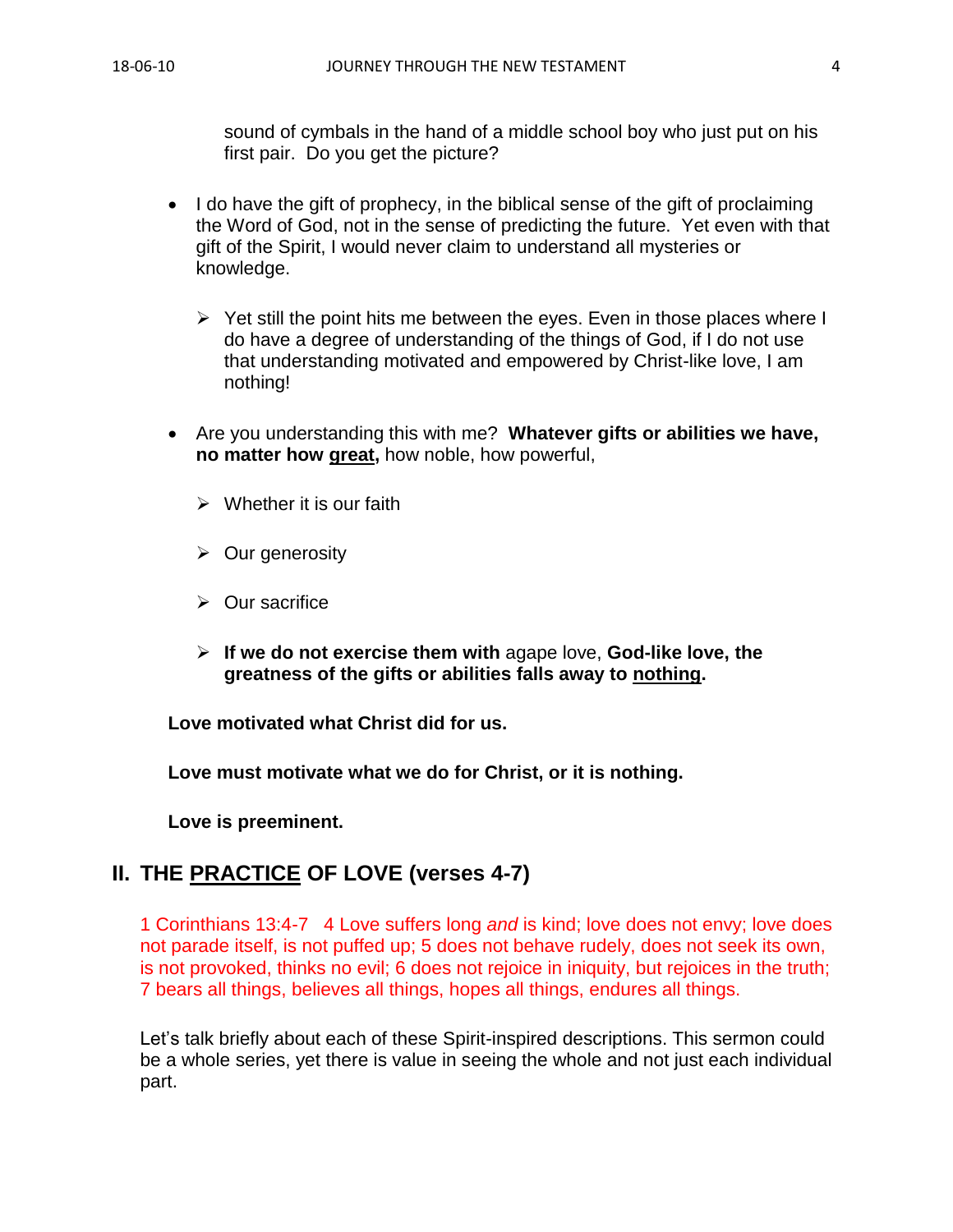sound of cymbals in the hand of a middle school boy who just put on his first pair. Do you get the picture?

- I do have the gift of prophecy, in the biblical sense of the gift of proclaiming the Word of God, not in the sense of predicting the future. Yet even with that gift of the Spirit, I would never claim to understand all mysteries or knowledge.

  - Yet still the point hits me between the eyes. Even in those places where I do have a degree of understanding of the things of God, if I do not use that understanding motivated and empowered by Christ-like love, I am nothing!

- Are you understanding this with me? **Whatever gifts or abilities we have, no matter how <u>great</u>,** how noble, how powerful,

  - Whether it is our faith

  - Our generosity

  - Our sacrifice

  - **If we do not exercise them with** agape love, **God-like love, the greatness of the gifts or abilities falls away to <u>nothing</u>.**

**Love motivated what Christ did for us.**

**Love must motivate what we do for Christ, or it is nothing.**

**Love is preeminent.**

## II. THE <u>PRACTICE</u> OF LOVE (verses 4-7)

1 Corinthians 13:4-7 4 Love suffers long *and* is kind; love does not envy; love does not parade itself, is not puffed up; 5 does not behave rudely, does not seek its own, is not provoked, thinks no evil; 6 does not rejoice in iniquity, but rejoices in the truth; 7 bears all things, believes all things, hopes all things, endures all things.

Let's talk briefly about each of these Spirit-inspired descriptions. This sermon could be a whole series, yet there is value in seeing the whole and not just each individual part.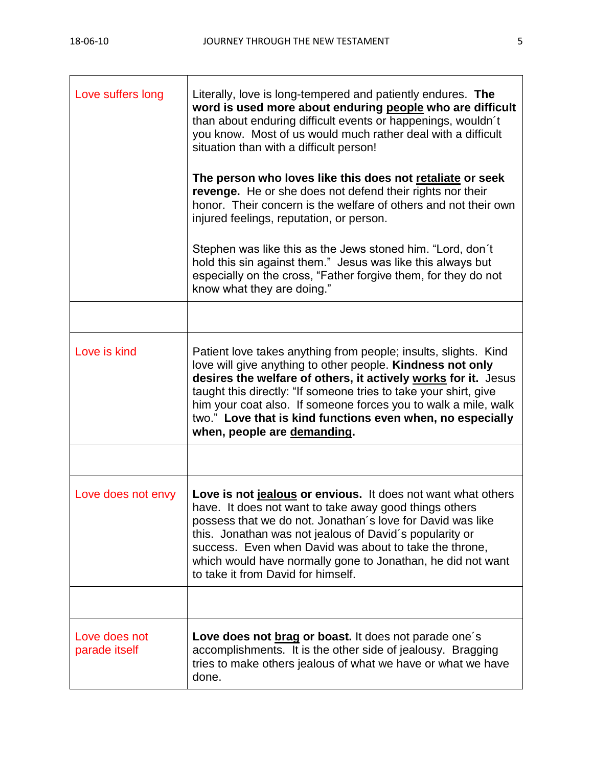| | |
|---|---|
| Love suffers long | Literally, love is long-tempered and patiently endures. **The word is used more about enduring <u>people</u> who are difficult** than about enduring difficult events or happenings, wouldn´t you know. Most of us would much rather deal with a difficult situation than with a difficult person!<br><br>**The person who loves like this does not <u>retaliate</u> or seek revenge.** He or she does not defend their rights nor their honor. Their concern is the welfare of others and not their own injured feelings, reputation, or person.<br><br>Stephen was like this as the Jews stoned him. "Lord, don´t hold this sin against them." Jesus was like this always but especially on the cross, "Father forgive them, for they do not know what they are doing." |
| | |
| Love is kind | Patient love takes anything from people; insults, slights. Kind love will give anything to other people. **Kindness not only desires the welfare of others, it actively <u>works</u> for it.** Jesus taught this directly: "If someone tries to take your shirt, give him your coat also. If someone forces you to walk a mile, walk two." **Love that is kind functions even when, no especially when, people are <u>demanding</u>.** |
| | |
| Love does not envy | **Love is not <u>jealous</u> or envious.** It does not want what others have. It does not want to take away good things others possess that we do not. Jonathan´s love for David was like this. Jonathan was not jealous of David´s popularity or success. Even when David was about to take the throne, which would have normally gone to Jonathan, he did not want to take it from David for himself. |
| | |
| Love does not parade itself | **Love does not <u>brag</u> or boast.** It does not parade one´s accomplishments. It is the other side of jealousy. Bragging tries to make others jealous of what we have or what we have done. |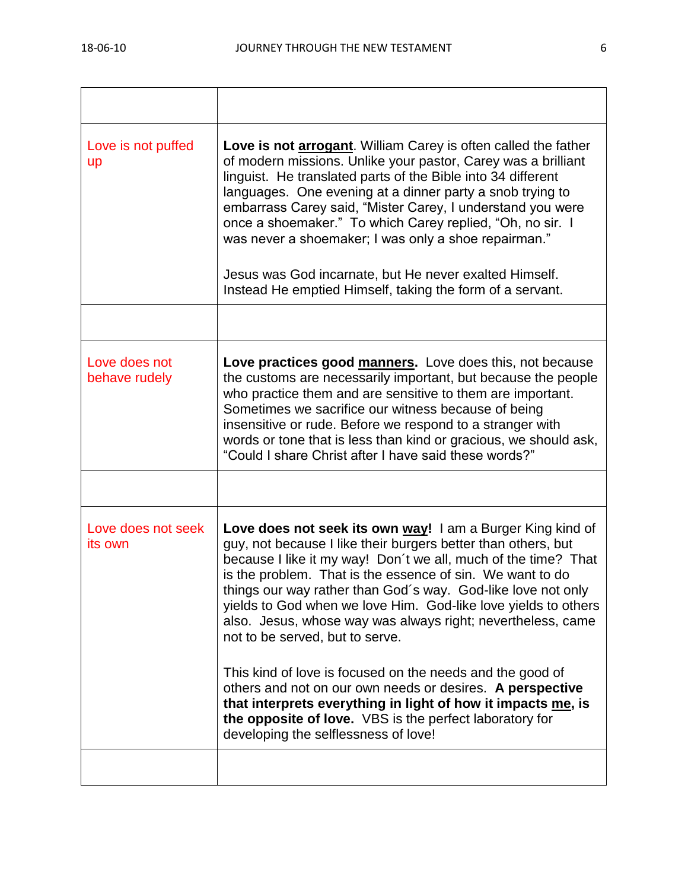| | |
|---|---|
| Love is not puffed up | **Love is not <u>arrogant</u>**. William Carey is often called the father of modern missions. Unlike your pastor, Carey was a brilliant linguist. He translated parts of the Bible into 34 different languages. One evening at a dinner party a snob trying to embarrass Carey said, "Mister Carey, I understand you were once a shoemaker." To which Carey replied, "Oh, no sir. I was never a shoemaker; I was only a shoe repairman."<br><br>Jesus was God incarnate, but He never exalted Himself. Instead He emptied Himself, taking the form of a servant. |
| | |
| Love does not behave rudely | **Love practices good <u>manners</u>.** Love does this, not because the customs are necessarily important, but because the people who practice them and are sensitive to them are important. Sometimes we sacrifice our witness because of being insensitive or rude. Before we respond to a stranger with words or tone that is less than kind or gracious, we should ask, "Could I share Christ after I have said these words?" |
| | |
| Love does not seek its own | **Love does not seek its own <u>way</u>!** I am a Burger King kind of guy, not because I like their burgers better than others, but because I like it my way! Don´t we all, much of the time? That is the problem. That is the essence of sin. We want to do things our way rather than God´s way. God-like love not only yields to God when we love Him. God-like love yields to others also. Jesus, whose way was always right; nevertheless, came not to be served, but to serve.<br><br>This kind of love is focused on the needs and the good of others and not on our own needs or desires. **A perspective that interprets everything in light of how it impacts <u>me</u>, is the opposite of love.** VBS is the perfect laboratory for developing the selflessness of love! |
| | |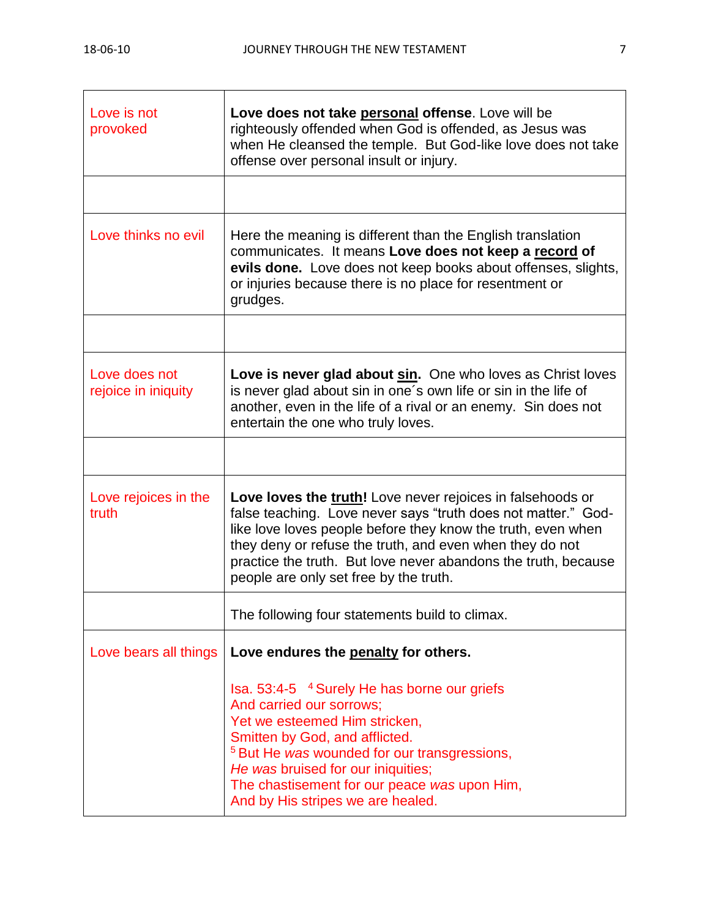| | |
|---|---|
| Love is not provoked | **Love does not take <u>personal</u> offense**. Love will be righteously offended when God is offended, as Jesus was when He cleansed the temple. But God-like love does not take offense over personal insult or injury. |
| | |
| Love thinks no evil | Here the meaning is different than the English translation communicates. It means **Love does not keep a <u>record</u> of evils done.** Love does not keep books about offenses, slights, or injuries because there is no place for resentment or grudges. |
| | |
| Love does not rejoice in iniquity | **Love is never glad about <u>sin</u>.** One who loves as Christ loves is never glad about sin in one´s own life or sin in the life of another, even in the life of a rival or an enemy. Sin does not entertain the one who truly loves. |
| | |
| Love rejoices in the truth | **Love loves the <u>truth</u>!** Love never rejoices in falsehoods or false teaching. Love never says "truth does not matter." God-like love loves people before they know the truth, even when they deny or refuse the truth, and even when they do not practice the truth. But love never abandons the truth, because people are only set free by the truth. |
| | The following four statements build to climax. |
| Love bears all things | **Love endures the <u>penalty</u> for others.**<br><br>Isa. 53:4-5 [4] Surely He has borne our griefs<br>And carried our sorrows;<br>Yet we esteemed Him stricken,<br>Smitten by God, and afflicted.<br>[5] But He *was* wounded for our transgressions,<br>*He was* bruised for our iniquities;<br>The chastisement for our peace *was* upon Him,<br>And by His stripes we are healed. |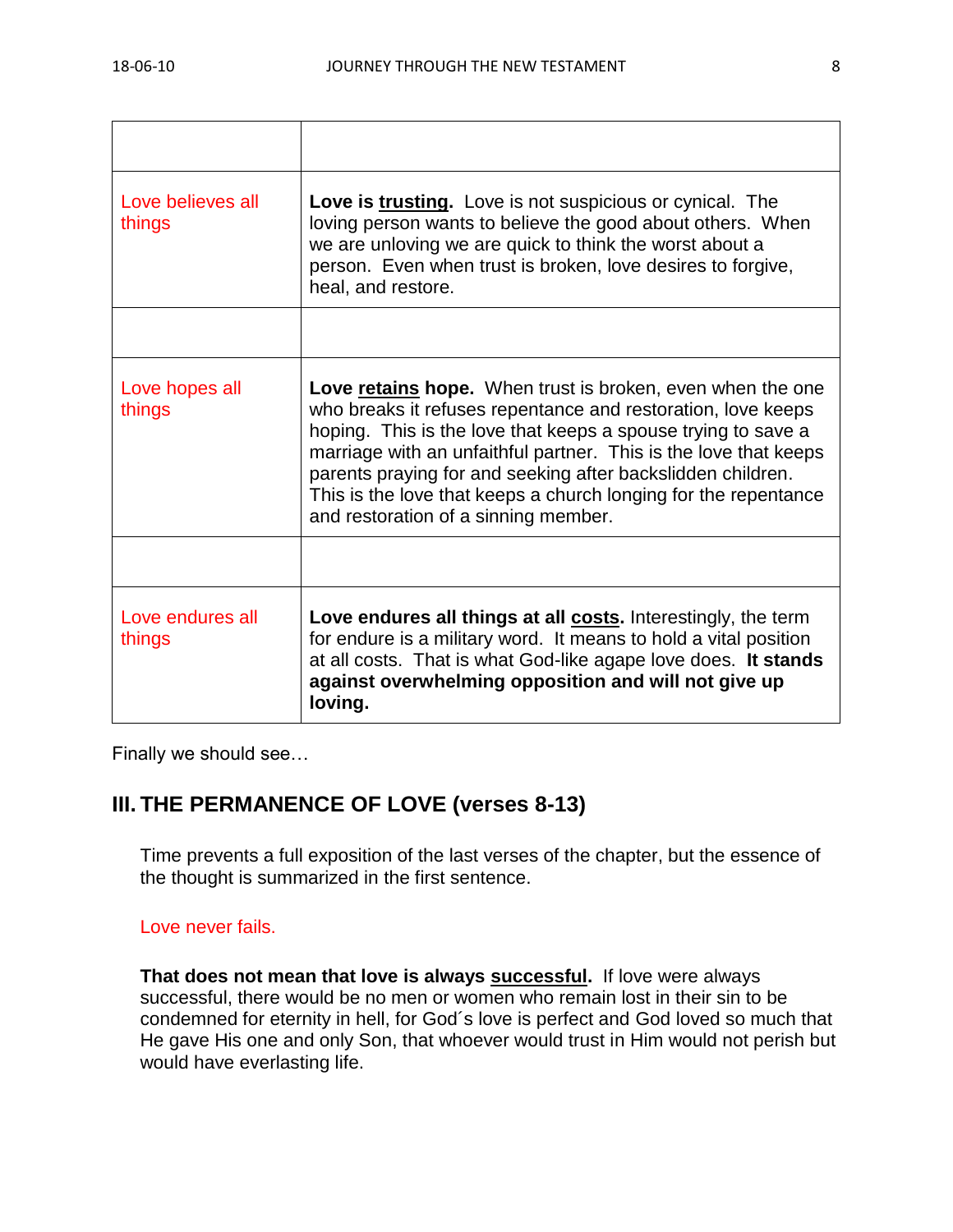| | |
|---|---|
| Love believes all things | **Love is trusting.** Love is not suspicious or cynical. The loving person wants to believe the good about others. When we are unloving we are quick to think the worst about a person. Even when trust is broken, love desires to forgive, heal, and restore. |
| | |
| Love hopes all things | **Love retains hope.** When trust is broken, even when the one who breaks it refuses repentance and restoration, love keeps hoping. This is the love that keeps a spouse trying to save a marriage with an unfaithful partner. This is the love that keeps parents praying for and seeking after backslidden children. This is the love that keeps a church longing for the repentance and restoration of a sinning member. |
| | |
| Love endures all things | **Love endures all things at all costs.** Interestingly, the term for endure is a military word. It means to hold a vital position at all costs. That is what God-like agape love does. **It stands against overwhelming opposition and will not give up loving.** |

Finally we should see…

## III. THE PERMANENCE OF LOVE (verses 8-13)

Time prevents a full exposition of the last verses of the chapter, but the essence of the thought is summarized in the first sentence.

Love never fails.

**That does not mean that love is always successful.** If love were always successful, there would be no men or women who remain lost in their sin to be condemned for eternity in hell, for God´s love is perfect and God loved so much that He gave His one and only Son, that whoever would trust in Him would not perish but would have everlasting life.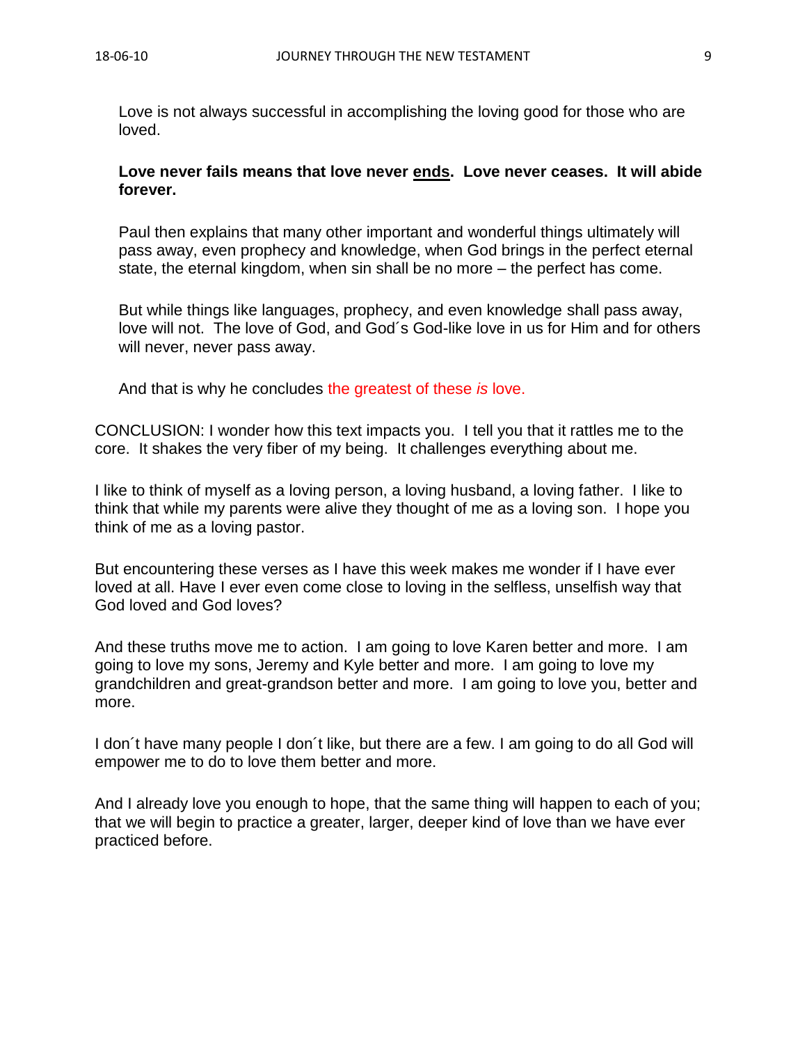Love is not always successful in accomplishing the loving good for those who are loved.

**Love never fails means that love never <u>ends</u>. Love never ceases. It will abide forever.**

Paul then explains that many other important and wonderful things ultimately will pass away, even prophecy and knowledge, when God brings in the perfect eternal state, the eternal kingdom, when sin shall be no more – the perfect has come.

But while things like languages, prophecy, and even knowledge shall pass away, love will not. The love of God, and God´s God-like love in us for Him and for others will never, never pass away.

And that is why he concludes the greatest of these *is* love.

CONCLUSION: I wonder how this text impacts you. I tell you that it rattles me to the core. It shakes the very fiber of my being. It challenges everything about me.

I like to think of myself as a loving person, a loving husband, a loving father. I like to think that while my parents were alive they thought of me as a loving son. I hope you think of me as a loving pastor.

But encountering these verses as I have this week makes me wonder if I have ever loved at all. Have I ever even come close to loving in the selfless, unselfish way that God loved and God loves?

And these truths move me to action. I am going to love Karen better and more. I am going to love my sons, Jeremy and Kyle better and more. I am going to love my grandchildren and great-grandson better and more. I am going to love you, better and more.

I don´t have many people I don´t like, but there are a few. I am going to do all God will empower me to do to love them better and more.

And I already love you enough to hope, that the same thing will happen to each of you; that we will begin to practice a greater, larger, deeper kind of love than we have ever practiced before.